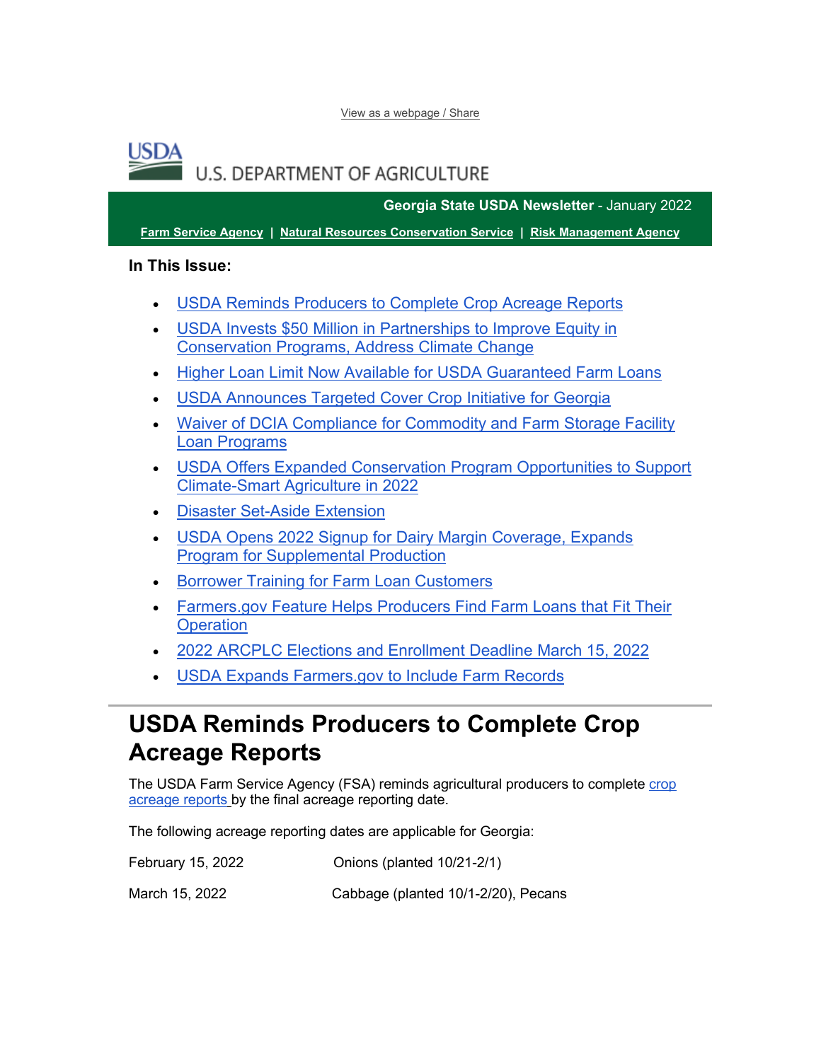View as a webpage / Share

U.S. DEPARTMENT OF AGRICULTURE

**Georgia State USDA Newsletter** - January 2022

**Farm Service Agency** | **Natural Resources Conservation Service** | **Risk Management Agency**

**In This Issue:**

- USDA Reminds Producers to Complete Crop Acreage Reports
- USDA Invests $50 Million in Partnerships to Improve Equity in Conservation Programs, Address Climate Change
- Higher Loan Limit Now Available for USDA Guaranteed Farm Loans
- USDA Announces Targeted Cover Crop Initiative for Georgia
- Waiver of DCIA Compliance for Commodity and Farm Storage Facility Loan Programs
- USDA Offers Expanded Conservation Program Opportunities to Support Climate-Smart Agriculture in 2022
- Disaster Set-Aside Extension
- USDA Opens 2022 Signup for Dairy Margin Coverage, Expands Program for Supplemental Production
- Borrower Training for Farm Loan Customers
- Farmers.gov Feature Helps Producers Find Farm Loans that Fit Their Operation
- 2022 ARCPLC Elections and Enrollment Deadline March 15, 2022
- USDA Expands Farmers.gov to Include Farm Records

# USDA Reminds Producers to Complete Crop Acreage Reports

The USDA Farm Service Agency (FSA) reminds agricultural producers to complete crop acreage reports by the final acreage reporting date.

The following acreage reporting dates are applicable for Georgia:

| | |
|---|---|
| February 15, 2022 | Onions (planted 10/21-2/1) |
| March 15, 2022 | Cabbage (planted 10/1-2/20), Pecans |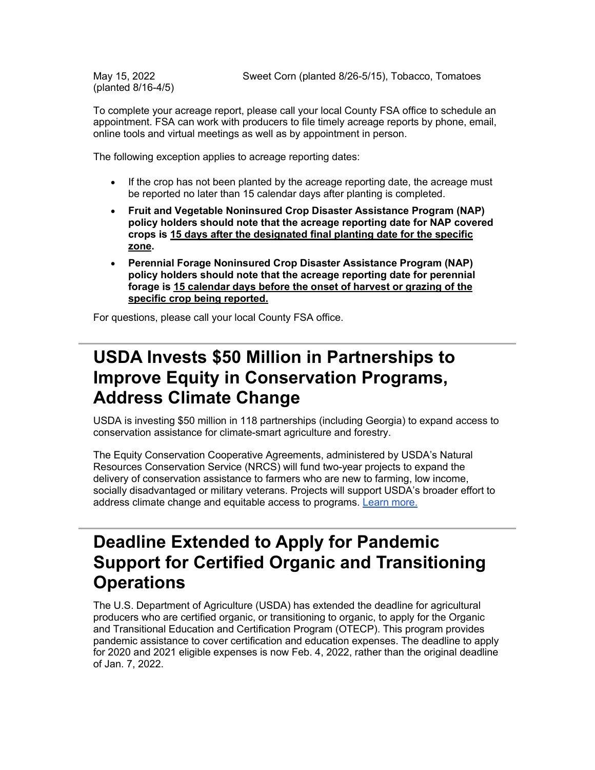May 15, 2022 Sweet Corn (planted 8/26-5/15), Tobacco, Tomatoes (planted 8/16-4/5)

To complete your acreage report, please call your local County FSA office to schedule an appointment. FSA can work with producers to file timely acreage reports by phone, email, online tools and virtual meetings as well as by appointment in person.

The following exception applies to acreage reporting dates:

- If the crop has not been planted by the acreage reporting date, the acreage must be reported no later than 15 calendar days after planting is completed.
- **Fruit and Vegetable Noninsured Crop Disaster Assistance Program (NAP) policy holders should note that the acreage reporting date for NAP covered crops is 15 days after the designated final planting date for the specific zone.**
- **Perennial Forage Noninsured Crop Disaster Assistance Program (NAP) policy holders should note that the acreage reporting date for perennial forage is 15 calendar days before the onset of harvest or grazing of the specific crop being reported.**

For questions, please call your local County FSA office.

# USDA Invests $50 Million in Partnerships to Improve Equity in Conservation Programs, Address Climate Change

USDA is investing $50 million in 118 partnerships (including Georgia) to expand access to conservation assistance for climate-smart agriculture and forestry.

The Equity Conservation Cooperative Agreements, administered by USDA's Natural Resources Conservation Service (NRCS) will fund two-year projects to expand the delivery of conservation assistance to farmers who are new to farming, low income, socially disadvantaged or military veterans. Projects will support USDA's broader effort to address climate change and equitable access to programs. Learn more.

# Deadline Extended to Apply for Pandemic Support for Certified Organic and Transitioning Operations

The U.S. Department of Agriculture (USDA) has extended the deadline for agricultural producers who are certified organic, or transitioning to organic, to apply for the Organic and Transitional Education and Certification Program (OTECP). This program provides pandemic assistance to cover certification and education expenses. The deadline to apply for 2020 and 2021 eligible expenses is now Feb. 4, 2022, rather than the original deadline of Jan. 7, 2022.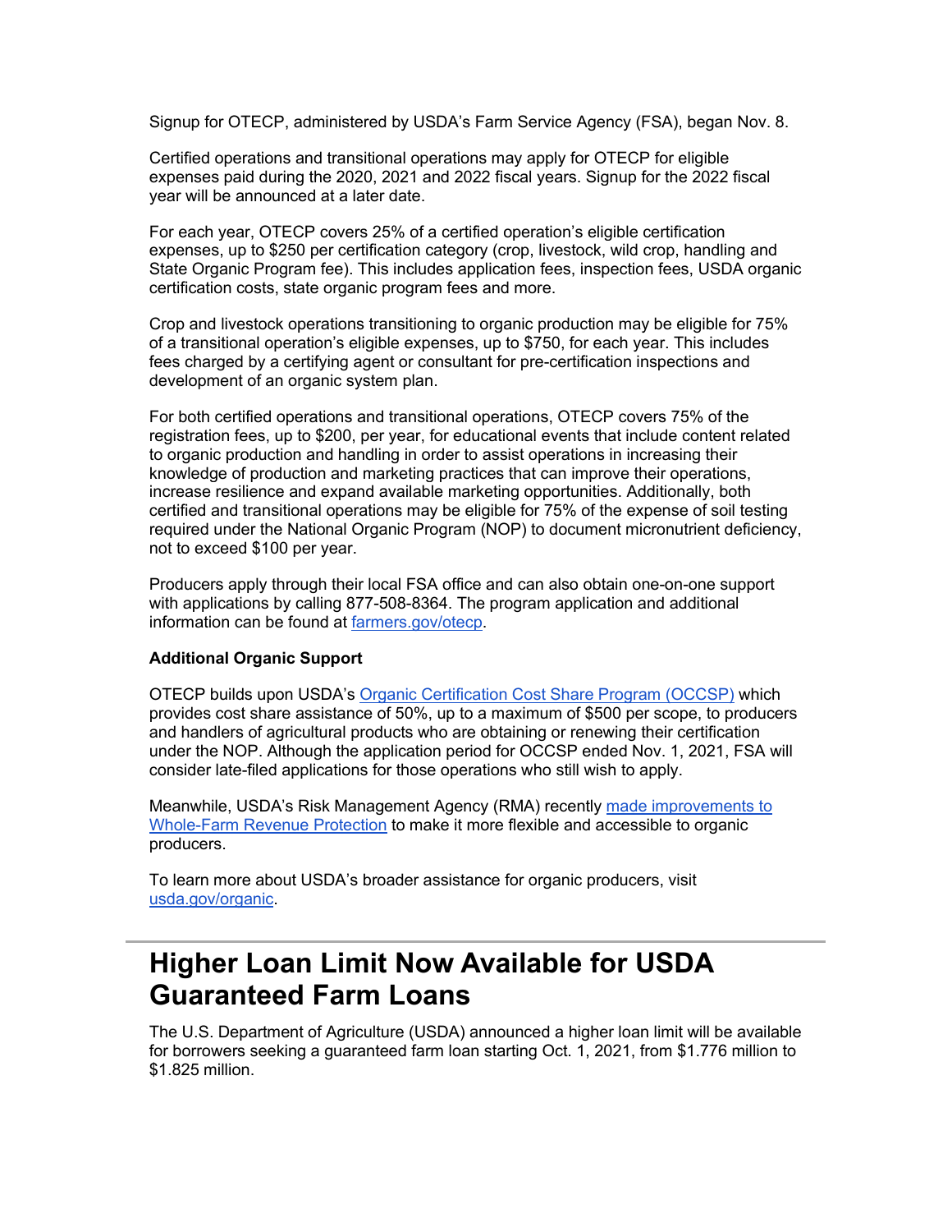Signup for OTECP, administered by USDA's Farm Service Agency (FSA), began Nov. 8.

Certified operations and transitional operations may apply for OTECP for eligible expenses paid during the 2020, 2021 and 2022 fiscal years. Signup for the 2022 fiscal year will be announced at a later date.

For each year, OTECP covers 25% of a certified operation's eligible certification expenses, up to $250 per certification category (crop, livestock, wild crop, handling and State Organic Program fee). This includes application fees, inspection fees, USDA organic certification costs, state organic program fees and more.

Crop and livestock operations transitioning to organic production may be eligible for 75% of a transitional operation's eligible expenses, up to $750, for each year. This includes fees charged by a certifying agent or consultant for pre-certification inspections and development of an organic system plan.

For both certified operations and transitional operations, OTECP covers 75% of the registration fees, up to $200, per year, for educational events that include content related to organic production and handling in order to assist operations in increasing their knowledge of production and marketing practices that can improve their operations, increase resilience and expand available marketing opportunities. Additionally, both certified and transitional operations may be eligible for 75% of the expense of soil testing required under the National Organic Program (NOP) to document micronutrient deficiency, not to exceed $100 per year.

Producers apply through their local FSA office and can also obtain one-on-one support with applications by calling 877-508-8364. The program application and additional information can be found at [farmers.gov/otecp](farmers.gov/otecp).

**Additional Organic Support**

OTECP builds upon USDA's [Organic Certification Cost Share Program (OCCSP)]() which provides cost share assistance of 50%, up to a maximum of $500 per scope, to producers and handlers of agricultural products who are obtaining or renewing their certification under the NOP. Although the application period for OCCSP ended Nov. 1, 2021, FSA will consider late-filed applications for those operations who still wish to apply.

Meanwhile, USDA's Risk Management Agency (RMA) recently [made improvements to Whole-Farm Revenue Protection]() to make it more flexible and accessible to organic producers.

To learn more about USDA's broader assistance for organic producers, visit [usda.gov/organic](usda.gov/organic).

# Higher Loan Limit Now Available for USDA Guaranteed Farm Loans

The U.S. Department of Agriculture (USDA) announced a higher loan limit will be available for borrowers seeking a guaranteed farm loan starting Oct. 1, 2021, from $1.776 million to $1.825 million.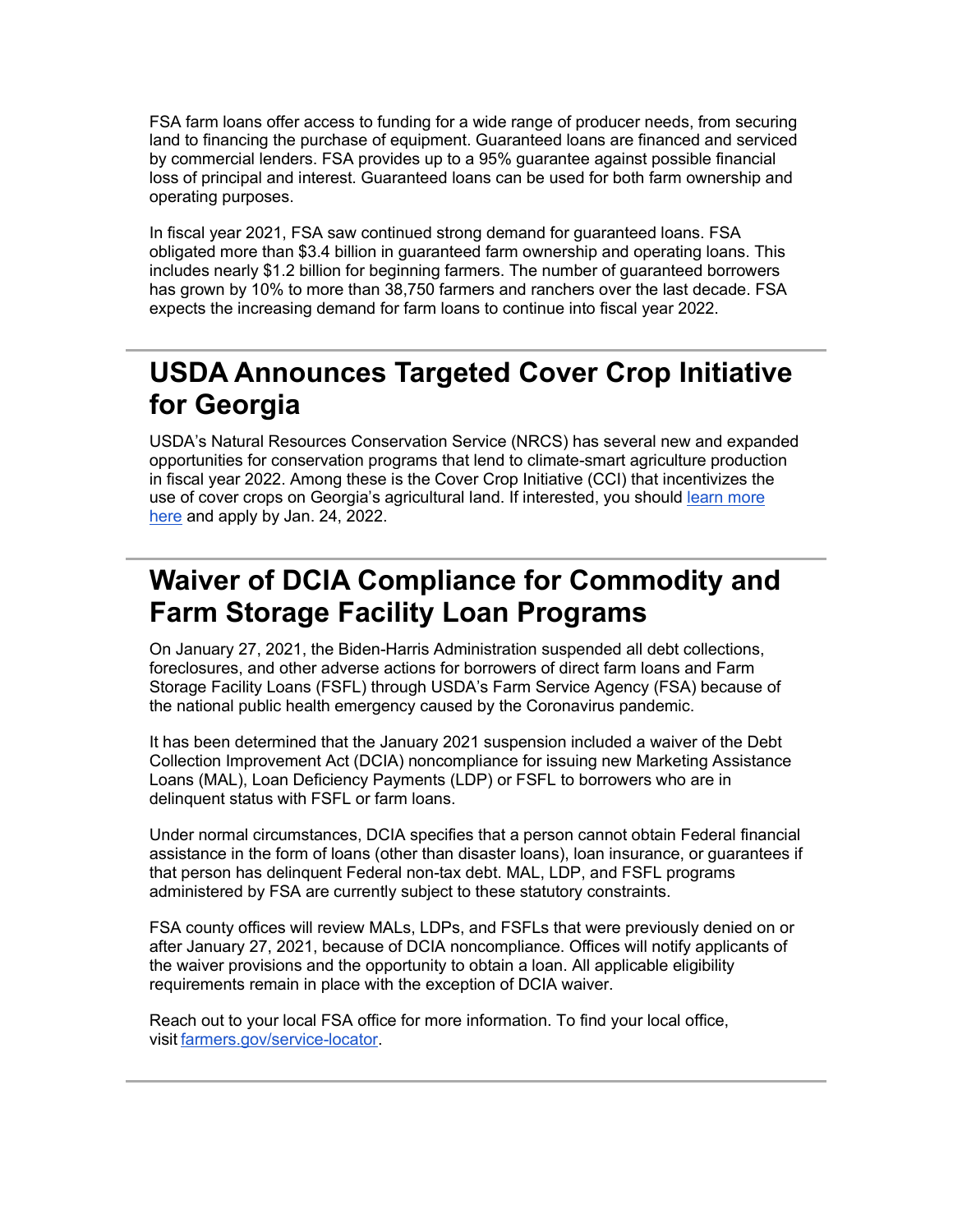FSA farm loans offer access to funding for a wide range of producer needs, from securing land to financing the purchase of equipment. Guaranteed loans are financed and serviced by commercial lenders. FSA provides up to a 95% guarantee against possible financial loss of principal and interest. Guaranteed loans can be used for both farm ownership and operating purposes.

In fiscal year 2021, FSA saw continued strong demand for guaranteed loans. FSA obligated more than $3.4 billion in guaranteed farm ownership and operating loans. This includes nearly $1.2 billion for beginning farmers. The number of guaranteed borrowers has grown by 10% to more than 38,750 farmers and ranchers over the last decade. FSA expects the increasing demand for farm loans to continue into fiscal year 2022.

---

# USDA Announces Targeted Cover Crop Initiative for Georgia

USDA's Natural Resources Conservation Service (NRCS) has several new and expanded opportunities for conservation programs that lend to climate-smart agriculture production in fiscal year 2022. Among these is the Cover Crop Initiative (CCI) that incentivizes the use of cover crops on Georgia's agricultural land. If interested, you should learn more here and apply by Jan. 24, 2022.

---

# Waiver of DCIA Compliance for Commodity and Farm Storage Facility Loan Programs

On January 27, 2021, the Biden-Harris Administration suspended all debt collections, foreclosures, and other adverse actions for borrowers of direct farm loans and Farm Storage Facility Loans (FSFL) through USDA's Farm Service Agency (FSA) because of the national public health emergency caused by the Coronavirus pandemic.

It has been determined that the January 2021 suspension included a waiver of the Debt Collection Improvement Act (DCIA) noncompliance for issuing new Marketing Assistance Loans (MAL), Loan Deficiency Payments (LDP) or FSFL to borrowers who are in delinquent status with FSFL or farm loans.

Under normal circumstances, DCIA specifies that a person cannot obtain Federal financial assistance in the form of loans (other than disaster loans), loan insurance, or guarantees if that person has delinquent Federal non-tax debt. MAL, LDP, and FSFL programs administered by FSA are currently subject to these statutory constraints.

FSA county offices will review MALs, LDPs, and FSFLs that were previously denied on or after January 27, 2021, because of DCIA noncompliance. Offices will notify applicants of the waiver provisions and the opportunity to obtain a loan. All applicable eligibility requirements remain in place with the exception of DCIA waiver.

Reach out to your local FSA office for more information. To find your local office, visit farmers.gov/service-locator.

---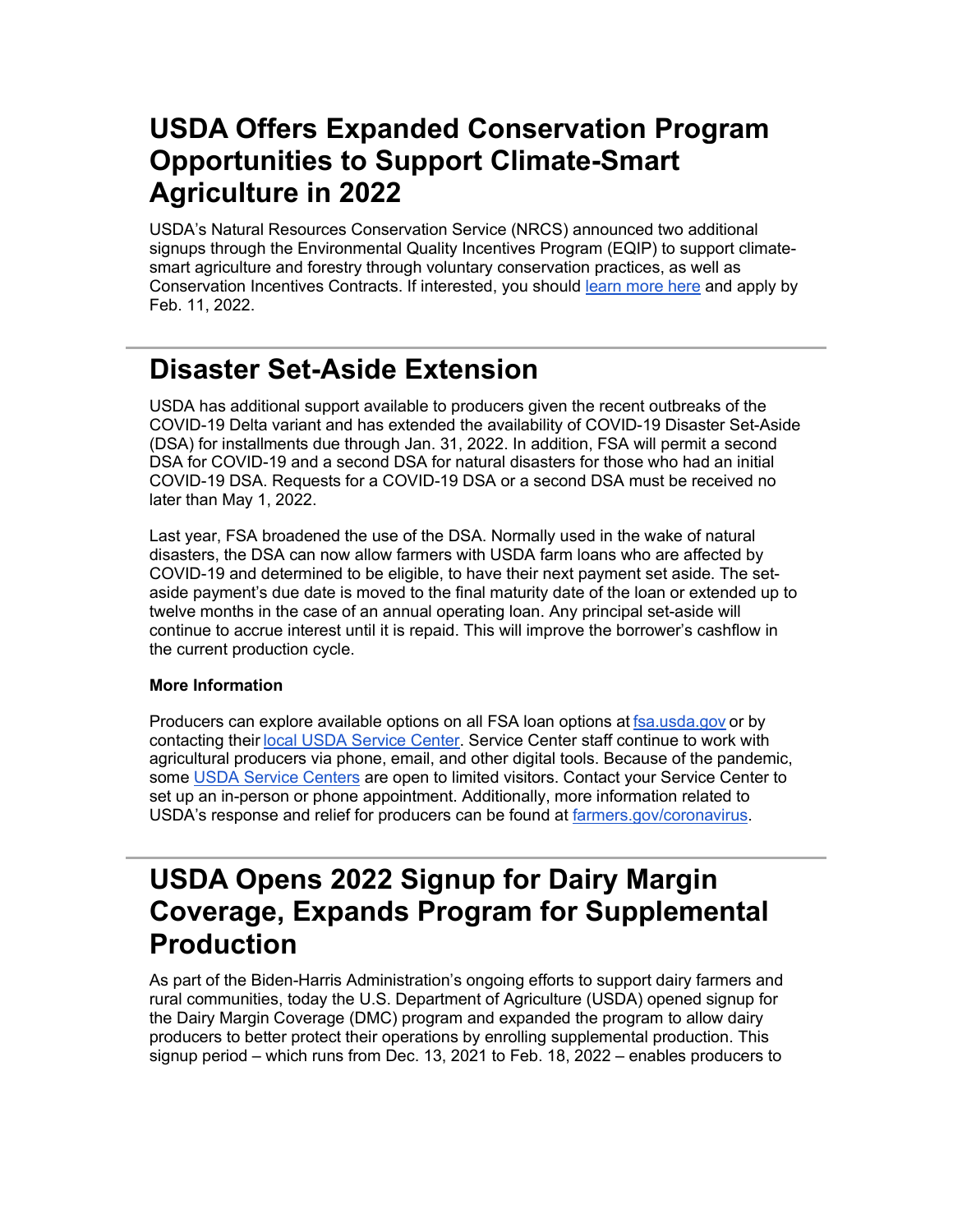# USDA Offers Expanded Conservation Program Opportunities to Support Climate-Smart Agriculture in 2022

USDA's Natural Resources Conservation Service (NRCS) announced two additional signups through the Environmental Quality Incentives Program (EQIP) to support climate-smart agriculture and forestry through voluntary conservation practices, as well as Conservation Incentives Contracts. If interested, you should learn more here and apply by Feb. 11, 2022.

---

# Disaster Set-Aside Extension

USDA has additional support available to producers given the recent outbreaks of the COVID-19 Delta variant and has extended the availability of COVID-19 Disaster Set-Aside (DSA) for installments due through Jan. 31, 2022. In addition, FSA will permit a second DSA for COVID-19 and a second DSA for natural disasters for those who had an initial COVID-19 DSA. Requests for a COVID-19 DSA or a second DSA must be received no later than May 1, 2022.

Last year, FSA broadened the use of the DSA. Normally used in the wake of natural disasters, the DSA can now allow farmers with USDA farm loans who are affected by COVID-19 and determined to be eligible, to have their next payment set aside. The set-aside payment's due date is moved to the final maturity date of the loan or extended up to twelve months in the case of an annual operating loan. Any principal set-aside will continue to accrue interest until it is repaid. This will improve the borrower's cashflow in the current production cycle.

**More Information**

Producers can explore available options on all FSA loan options at fsa.usda.gov or by contacting their local USDA Service Center. Service Center staff continue to work with agricultural producers via phone, email, and other digital tools. Because of the pandemic, some USDA Service Centers are open to limited visitors. Contact your Service Center to set up an in-person or phone appointment. Additionally, more information related to USDA's response and relief for producers can be found at farmers.gov/coronavirus.

---

# USDA Opens 2022 Signup for Dairy Margin Coverage, Expands Program for Supplemental Production

As part of the Biden-Harris Administration's ongoing efforts to support dairy farmers and rural communities, today the U.S. Department of Agriculture (USDA) opened signup for the Dairy Margin Coverage (DMC) program and expanded the program to allow dairy producers to better protect their operations by enrolling supplemental production. This signup period – which runs from Dec. 13, 2021 to Feb. 18, 2022 – enables producers to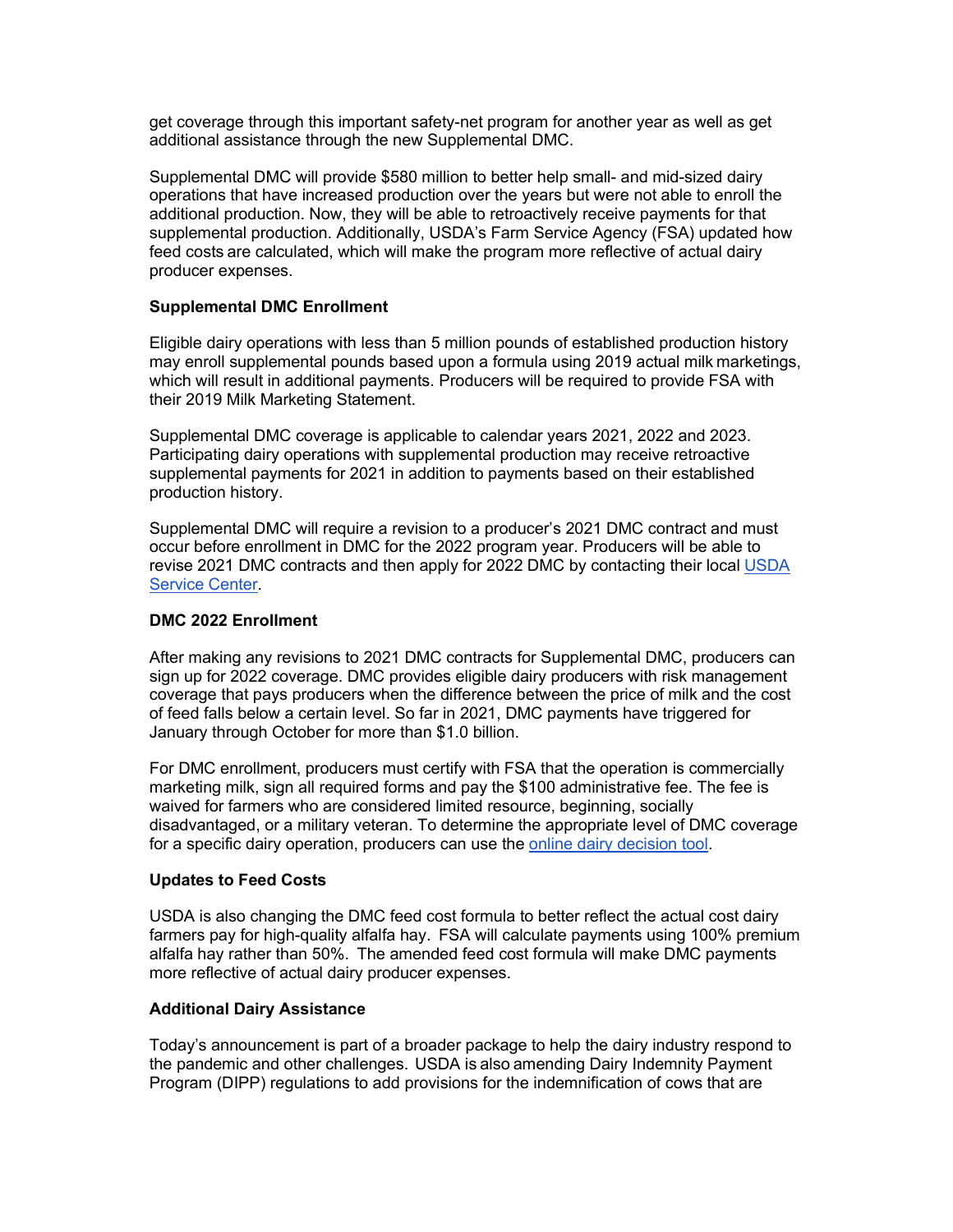get coverage through this important safety-net program for another year as well as get additional assistance through the new Supplemental DMC.

Supplemental DMC will provide $580 million to better help small- and mid-sized dairy operations that have increased production over the years but were not able to enroll the additional production. Now, they will be able to retroactively receive payments for that supplemental production. Additionally, USDA's Farm Service Agency (FSA) updated how feed costs are calculated, which will make the program more reflective of actual dairy producer expenses.

**Supplemental DMC Enrollment**

Eligible dairy operations with less than 5 million pounds of established production history may enroll supplemental pounds based upon a formula using 2019 actual milk marketings, which will result in additional payments. Producers will be required to provide FSA with their 2019 Milk Marketing Statement.

Supplemental DMC coverage is applicable to calendar years 2021, 2022 and 2023. Participating dairy operations with supplemental production may receive retroactive supplemental payments for 2021 in addition to payments based on their established production history.

Supplemental DMC will require a revision to a producer's 2021 DMC contract and must occur before enrollment in DMC for the 2022 program year. Producers will be able to revise 2021 DMC contracts and then apply for 2022 DMC by contacting their local USDA Service Center.

**DMC 2022 Enrollment**

After making any revisions to 2021 DMC contracts for Supplemental DMC, producers can sign up for 2022 coverage. DMC provides eligible dairy producers with risk management coverage that pays producers when the difference between the price of milk and the cost of feed falls below a certain level. So far in 2021, DMC payments have triggered for January through October for more than $1.0 billion.

For DMC enrollment, producers must certify with FSA that the operation is commercially marketing milk, sign all required forms and pay the $100 administrative fee. The fee is waived for farmers who are considered limited resource, beginning, socially disadvantaged, or a military veteran. To determine the appropriate level of DMC coverage for a specific dairy operation, producers can use the online dairy decision tool.

**Updates to Feed Costs**

USDA is also changing the DMC feed cost formula to better reflect the actual cost dairy farmers pay for high-quality alfalfa hay. FSA will calculate payments using 100% premium alfalfa hay rather than 50%. The amended feed cost formula will make DMC payments more reflective of actual dairy producer expenses.

**Additional Dairy Assistance**

Today's announcement is part of a broader package to help the dairy industry respond to the pandemic and other challenges. USDA is also amending Dairy Indemnity Payment Program (DIPP) regulations to add provisions for the indemnification of cows that are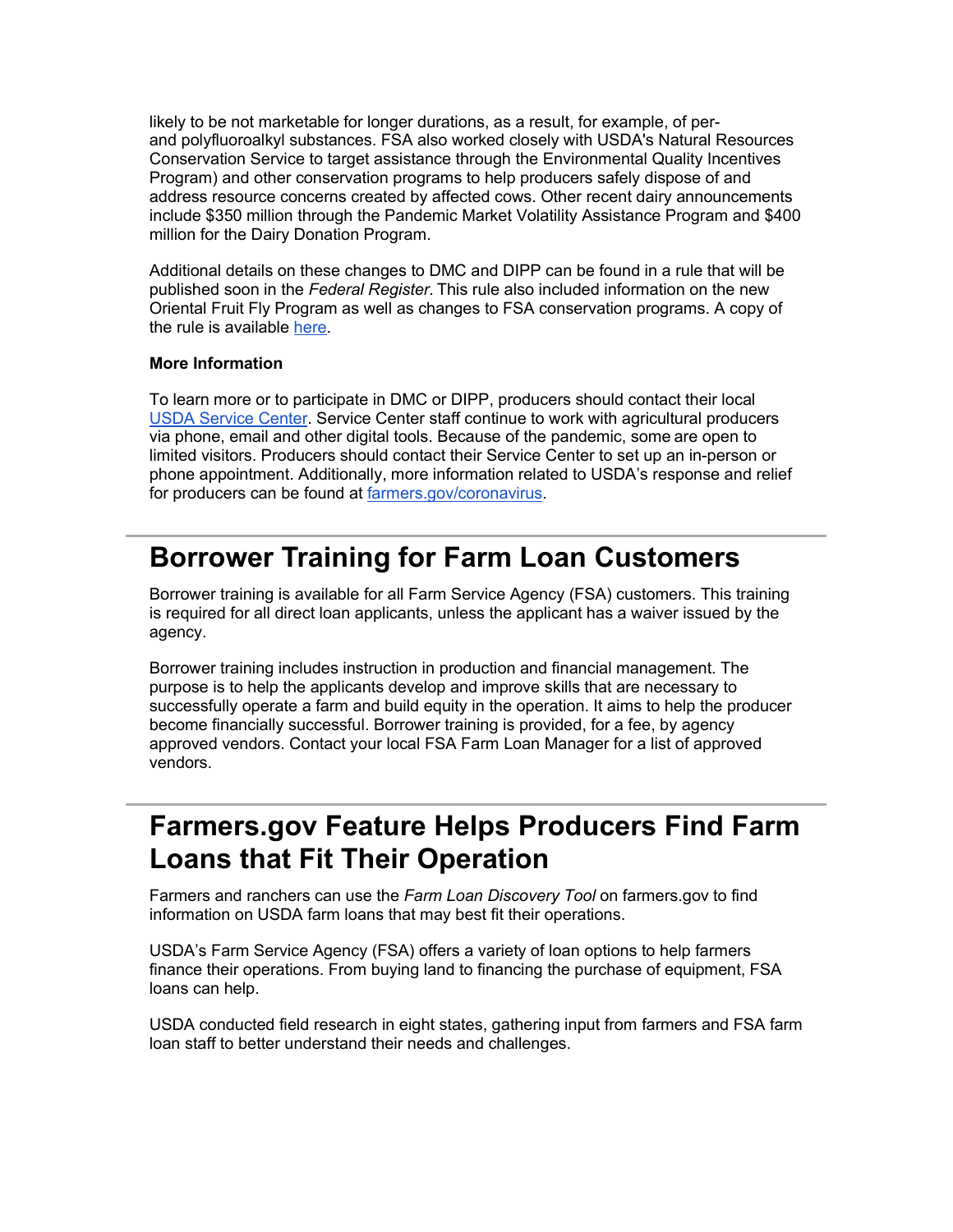likely to be not marketable for longer durations, as a result, for example, of per- and polyfluoroalkyl substances. FSA also worked closely with USDA's Natural Resources Conservation Service to target assistance through the Environmental Quality Incentives Program) and other conservation programs to help producers safely dispose of and address resource concerns created by affected cows. Other recent dairy announcements include $350 million through the Pandemic Market Volatility Assistance Program and $400 million for the Dairy Donation Program.

Additional details on these changes to DMC and DIPP can be found in a rule that will be published soon in the *Federal Register*. This rule also included information on the new Oriental Fruit Fly Program as well as changes to FSA conservation programs. A copy of the rule is available here.

**More Information**

To learn more or to participate in DMC or DIPP, producers should contact their local USDA Service Center. Service Center staff continue to work with agricultural producers via phone, email and other digital tools. Because of the pandemic, some are open to limited visitors. Producers should contact their Service Center to set up an in-person or phone appointment. Additionally, more information related to USDA's response and relief for producers can be found at farmers.gov/coronavirus.

# Borrower Training for Farm Loan Customers

Borrower training is available for all Farm Service Agency (FSA) customers. This training is required for all direct loan applicants, unless the applicant has a waiver issued by the agency.

Borrower training includes instruction in production and financial management. The purpose is to help the applicants develop and improve skills that are necessary to successfully operate a farm and build equity in the operation. It aims to help the producer become financially successful. Borrower training is provided, for a fee, by agency approved vendors. Contact your local FSA Farm Loan Manager for a list of approved vendors.

# Farmers.gov Feature Helps Producers Find Farm Loans that Fit Their Operation

Farmers and ranchers can use the *Farm Loan Discovery Tool* on farmers.gov to find information on USDA farm loans that may best fit their operations.

USDA's Farm Service Agency (FSA) offers a variety of loan options to help farmers finance their operations. From buying land to financing the purchase of equipment, FSA loans can help.

USDA conducted field research in eight states, gathering input from farmers and FSA farm loan staff to better understand their needs and challenges.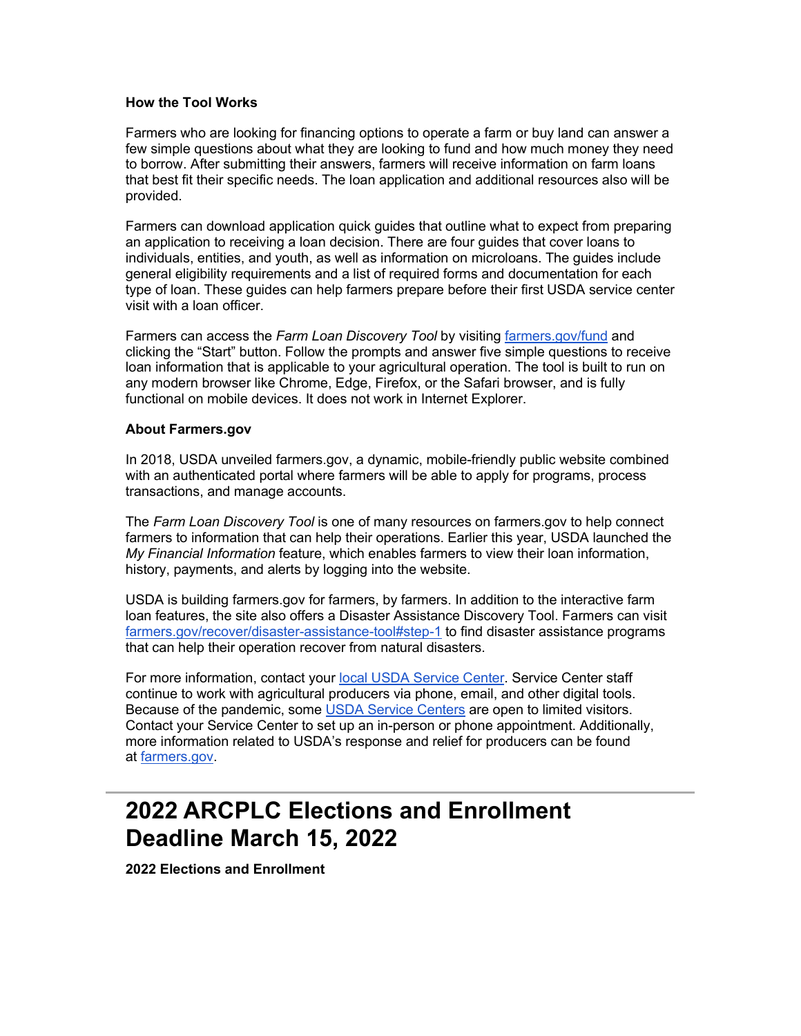**How the Tool Works**

Farmers who are looking for financing options to operate a farm or buy land can answer a few simple questions about what they are looking to fund and how much money they need to borrow. After submitting their answers, farmers will receive information on farm loans that best fit their specific needs. The loan application and additional resources also will be provided.

Farmers can download application quick guides that outline what to expect from preparing an application to receiving a loan decision. There are four guides that cover loans to individuals, entities, and youth, as well as information on microloans. The guides include general eligibility requirements and a list of required forms and documentation for each type of loan. These guides can help farmers prepare before their first USDA service center visit with a loan officer.

Farmers can access the *Farm Loan Discovery Tool* by visiting [farmers.gov/fund](farmers.gov/fund) and clicking the "Start" button. Follow the prompts and answer five simple questions to receive loan information that is applicable to your agricultural operation. The tool is built to run on any modern browser like Chrome, Edge, Firefox, or the Safari browser, and is fully functional on mobile devices. It does not work in Internet Explorer.

**About Farmers.gov**

In 2018, USDA unveiled farmers.gov, a dynamic, mobile-friendly public website combined with an authenticated portal where farmers will be able to apply for programs, process transactions, and manage accounts.

The *Farm Loan Discovery Tool* is one of many resources on farmers.gov to help connect farmers to information that can help their operations. Earlier this year, USDA launched the *My Financial Information* feature, which enables farmers to view their loan information, history, payments, and alerts by logging into the website.

USDA is building farmers.gov for farmers, by farmers. In addition to the interactive farm loan features, the site also offers a Disaster Assistance Discovery Tool. Farmers can visit [farmers.gov/recover/disaster-assistance-tool#step-1](farmers.gov/recover/disaster-assistance-tool#step-1) to find disaster assistance programs that can help their operation recover from natural disasters.

For more information, contact your local USDA Service Center. Service Center staff continue to work with agricultural producers via phone, email, and other digital tools. Because of the pandemic, some USDA Service Centers are open to limited visitors. Contact your Service Center to set up an in-person or phone appointment. Additionally, more information related to USDA's response and relief for producers can be found at [farmers.gov](farmers.gov).

---

# 2022 ARCPLC Elections and Enrollment Deadline March 15, 2022

**2022 Elections and Enrollment**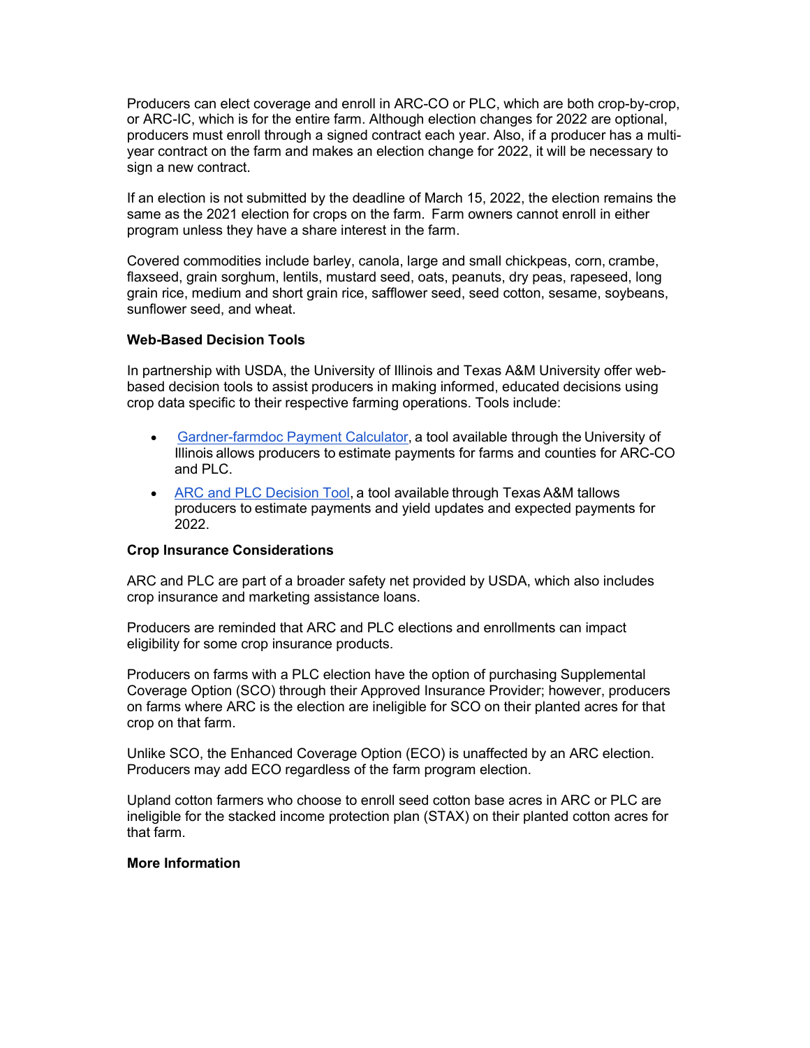Producers can elect coverage and enroll in ARC-CO or PLC, which are both crop-by-crop, or ARC-IC, which is for the entire farm. Although election changes for 2022 are optional, producers must enroll through a signed contract each year. Also, if a producer has a multi-year contract on the farm and makes an election change for 2022, it will be necessary to sign a new contract.

If an election is not submitted by the deadline of March 15, 2022, the election remains the same as the 2021 election for crops on the farm. Farm owners cannot enroll in either program unless they have a share interest in the farm.

Covered commodities include barley, canola, large and small chickpeas, corn, crambe, flaxseed, grain sorghum, lentils, mustard seed, oats, peanuts, dry peas, rapeseed, long grain rice, medium and short grain rice, safflower seed, seed cotton, sesame, soybeans, sunflower seed, and wheat.

**Web-Based Decision Tools**

In partnership with USDA, the University of Illinois and Texas A&M University offer web-based decision tools to assist producers in making informed, educated decisions using crop data specific to their respective farming operations. Tools include:

- Gardner-farmdoc Payment Calculator, a tool available through the University of Illinois allows producers to estimate payments for farms and counties for ARC-CO and PLC.
- ARC and PLC Decision Tool, a tool available through Texas A&M tallows producers to estimate payments and yield updates and expected payments for 2022.

**Crop Insurance Considerations**

ARC and PLC are part of a broader safety net provided by USDA, which also includes crop insurance and marketing assistance loans.

Producers are reminded that ARC and PLC elections and enrollments can impact eligibility for some crop insurance products.

Producers on farms with a PLC election have the option of purchasing Supplemental Coverage Option (SCO) through their Approved Insurance Provider; however, producers on farms where ARC is the election are ineligible for SCO on their planted acres for that crop on that farm.

Unlike SCO, the Enhanced Coverage Option (ECO) is unaffected by an ARC election. Producers may add ECO regardless of the farm program election.

Upland cotton farmers who choose to enroll seed cotton base acres in ARC or PLC are ineligible for the stacked income protection plan (STAX) on their planted cotton acres for that farm.

**More Information**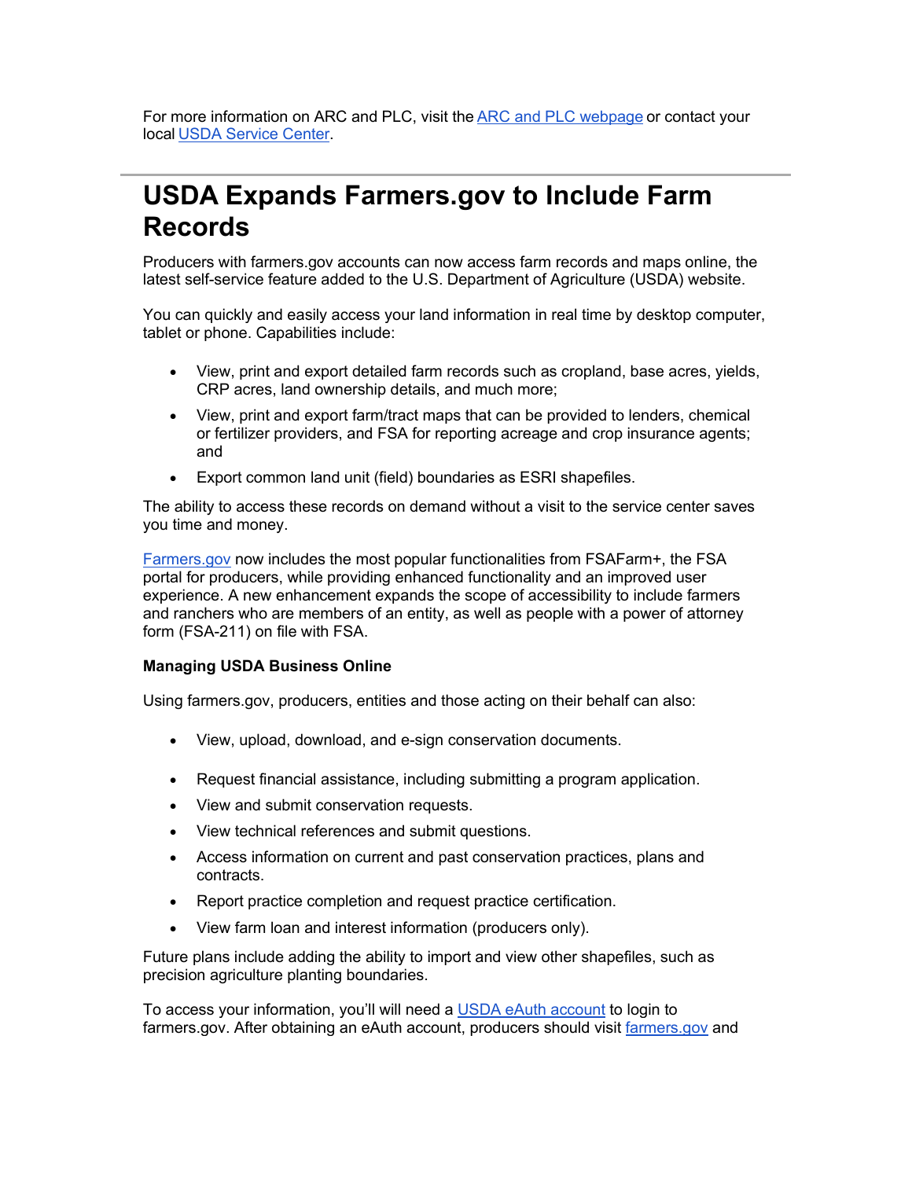For more information on ARC and PLC, visit the ARC and PLC webpage or contact your local USDA Service Center.

---

# USDA Expands Farmers.gov to Include Farm Records

Producers with farmers.gov accounts can now access farm records and maps online, the latest self-service feature added to the U.S. Department of Agriculture (USDA) website.

You can quickly and easily access your land information in real time by desktop computer, tablet or phone. Capabilities include:

- View, print and export detailed farm records such as cropland, base acres, yields, CRP acres, land ownership details, and much more;
- View, print and export farm/tract maps that can be provided to lenders, chemical or fertilizer providers, and FSA for reporting acreage and crop insurance agents; and
- Export common land unit (field) boundaries as ESRI shapefiles.

The ability to access these records on demand without a visit to the service center saves you time and money.

Farmers.gov now includes the most popular functionalities from FSAFarm+, the FSA portal for producers, while providing enhanced functionality and an improved user experience. A new enhancement expands the scope of accessibility to include farmers and ranchers who are members of an entity, as well as people with a power of attorney form (FSA-211) on file with FSA.

**Managing USDA Business Online**

Using farmers.gov, producers, entities and those acting on their behalf can also:

- View, upload, download, and e-sign conservation documents.
- Request financial assistance, including submitting a program application.
- View and submit conservation requests.
- View technical references and submit questions.
- Access information on current and past conservation practices, plans and contracts.
- Report practice completion and request practice certification.
- View farm loan and interest information (producers only).

Future plans include adding the ability to import and view other shapefiles, such as precision agriculture planting boundaries.

To access your information, you'll will need a USDA eAuth account to login to farmers.gov. After obtaining an eAuth account, producers should visit farmers.gov and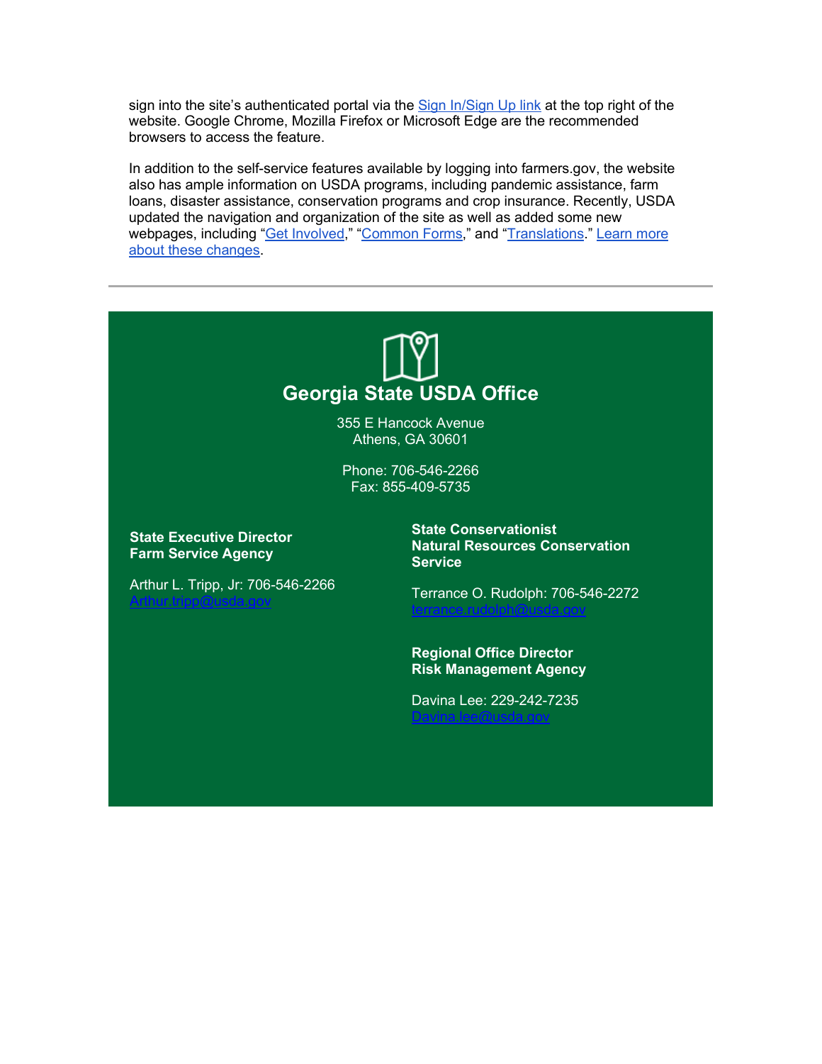sign into the site's authenticated portal via the Sign In/Sign Up link at the top right of the website. Google Chrome, Mozilla Firefox or Microsoft Edge are the recommended browsers to access the feature.

In addition to the self-service features available by logging into farmers.gov, the website also has ample information on USDA programs, including pandemic assistance, farm loans, disaster assistance, conservation programs and crop insurance. Recently, USDA updated the navigation and organization of the site as well as added some new webpages, including "Get Involved," "Common Forms," and "Translations." Learn more about these changes.

---

## Georgia State USDA Office

355 E Hancock Avenue
Athens, GA 30601

Phone: 706-546-2266
Fax: 855-409-5735

**State Executive Director**
**Farm Service Agency**

Arthur L. Tripp, Jr: 706-546-2266
Arthur.tripp@usda.gov

**State Conservationist**
**Natural Resources Conservation Service**

Terrance O. Rudolph: 706-546-2272
terrance.rudolph@usda.gov

**Regional Office Director**
**Risk Management Agency**

Davina Lee: 229-242-7235
Davina.lee@usda.gov